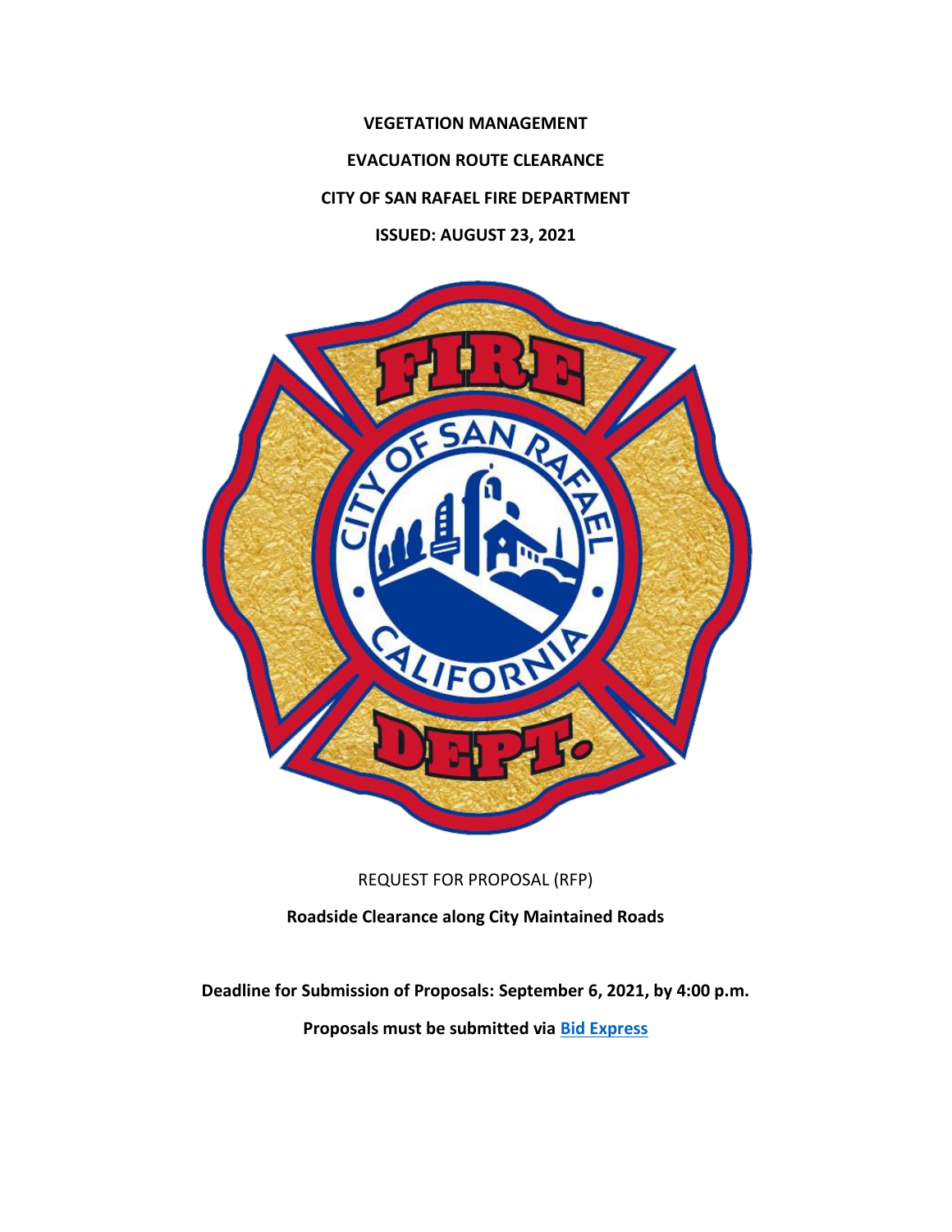**VEGETATION MANAGEMENT**

**EVACUATION ROUTE CLEARANCE**

**CITY OF SAN RAFAEL FIRE DEPARTMENT**

**ISSUED: AUGUST 23, 2021**

REQUEST FOR PROPOSAL (RFP)

**Roadside Clearance along City Maintained Roads**

**Deadline for Submission of Proposals: September 6, 2021, by 4:00 p.m.**

**Proposals must be submitted via Bid Express**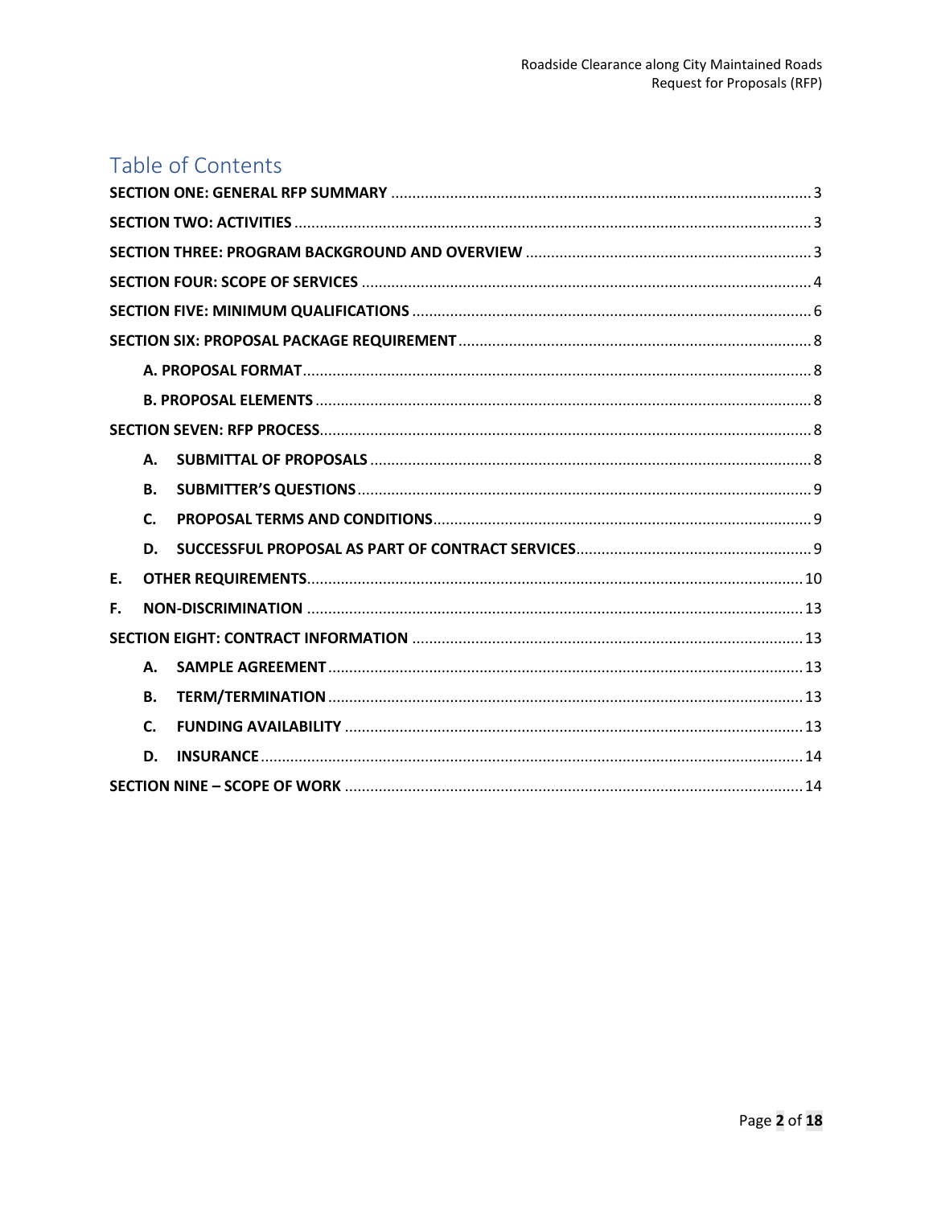## Table of Contents

**SECTION ONE: GENERAL RFP SUMMARY** .......... 3

**SECTION TWO: ACTIVITIES** .......... 3

**SECTION THREE: PROGRAM BACKGROUND AND OVERVIEW** .......... 3

**SECTION FOUR: SCOPE OF SERVICES** .......... 4

**SECTION FIVE: MINIMUM QUALIFICATIONS** .......... 6

**SECTION SIX: PROPOSAL PACKAGE REQUIREMENT** .......... 8

- **A. PROPOSAL FORMAT** .......... 8
- **B. PROPOSAL ELEMENTS** .......... 8

**SECTION SEVEN: RFP PROCESS** .......... 8

- **A. SUBMITTAL OF PROPOSALS** .......... 8
- **B. SUBMITTER'S QUESTIONS** .......... 9
- **C. PROPOSAL TERMS AND CONDITIONS** .......... 9
- **D. SUCCESSFUL PROPOSAL AS PART OF CONTRACT SERVICES** .......... 9

**E. OTHER REQUIREMENTS** .......... 10

**F. NON-DISCRIMINATION** .......... 13

**SECTION EIGHT: CONTRACT INFORMATION** .......... 13

- **A. SAMPLE AGREEMENT** .......... 13
- **B. TERM/TERMINATION** .......... 13
- **C. FUNDING AVAILABILITY** .......... 13
- **D. INSURANCE** .......... 14

**SECTION NINE – SCOPE OF WORK** .......... 14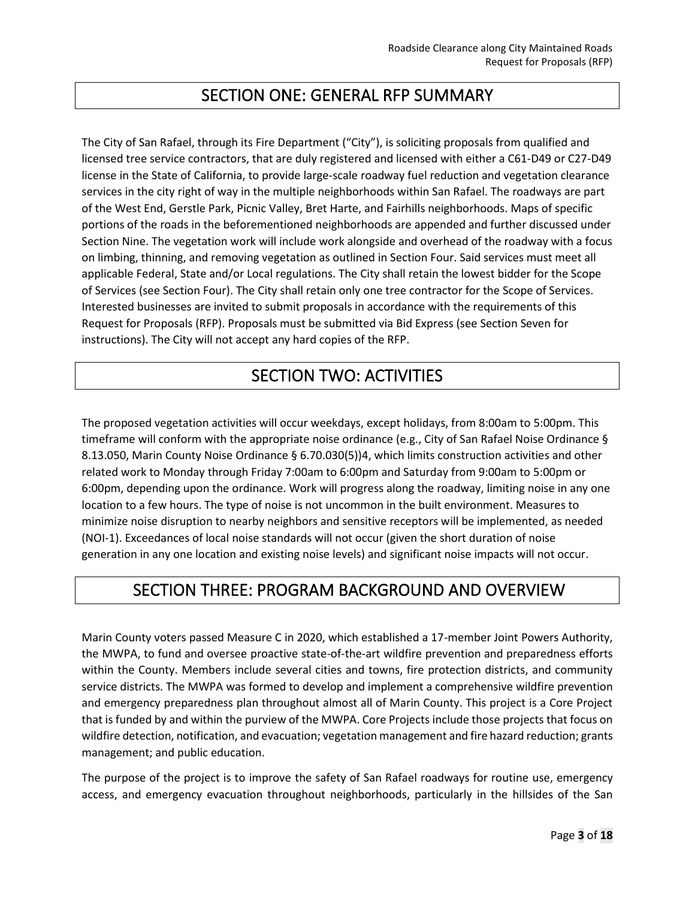# SECTION ONE: GENERAL RFP SUMMARY

The City of San Rafael, through its Fire Department ("City"), is soliciting proposals from qualified and licensed tree service contractors, that are duly registered and licensed with either a C61-D49 or C27-D49 license in the State of California, to provide large-scale roadway fuel reduction and vegetation clearance services in the city right of way in the multiple neighborhoods within San Rafael. The roadways are part of the West End, Gerstle Park, Picnic Valley, Bret Harte, and Fairhills neighborhoods. Maps of specific portions of the roads in the beforementioned neighborhoods are appended and further discussed under Section Nine. The vegetation work will include work alongside and overhead of the roadway with a focus on limbing, thinning, and removing vegetation as outlined in Section Four. Said services must meet all applicable Federal, State and/or Local regulations. The City shall retain the lowest bidder for the Scope of Services (see Section Four). The City shall retain only one tree contractor for the Scope of Services. Interested businesses are invited to submit proposals in accordance with the requirements of this Request for Proposals (RFP). Proposals must be submitted via Bid Express (see Section Seven for instructions). The City will not accept any hard copies of the RFP.

# SECTION TWO: ACTIVITIES

The proposed vegetation activities will occur weekdays, except holidays, from 8:00am to 5:00pm. This timeframe will conform with the appropriate noise ordinance (e.g., City of San Rafael Noise Ordinance § 8.13.050, Marin County Noise Ordinance § 6.70.030(5))4, which limits construction activities and other related work to Monday through Friday 7:00am to 6:00pm and Saturday from 9:00am to 5:00pm or 6:00pm, depending upon the ordinance. Work will progress along the roadway, limiting noise in any one location to a few hours. The type of noise is not uncommon in the built environment. Measures to minimize noise disruption to nearby neighbors and sensitive receptors will be implemented, as needed (NOI-1). Exceedances of local noise standards will not occur (given the short duration of noise generation in any one location and existing noise levels) and significant noise impacts will not occur.

# SECTION THREE: PROGRAM BACKGROUND AND OVERVIEW

Marin County voters passed Measure C in 2020, which established a 17-member Joint Powers Authority, the MWPA, to fund and oversee proactive state-of-the-art wildfire prevention and preparedness efforts within the County. Members include several cities and towns, fire protection districts, and community service districts. The MWPA was formed to develop and implement a comprehensive wildfire prevention and emergency preparedness plan throughout almost all of Marin County. This project is a Core Project that is funded by and within the purview of the MWPA. Core Projects include those projects that focus on wildfire detection, notification, and evacuation; vegetation management and fire hazard reduction; grants management; and public education.

The purpose of the project is to improve the safety of San Rafael roadways for routine use, emergency access, and emergency evacuation throughout neighborhoods, particularly in the hillsides of the San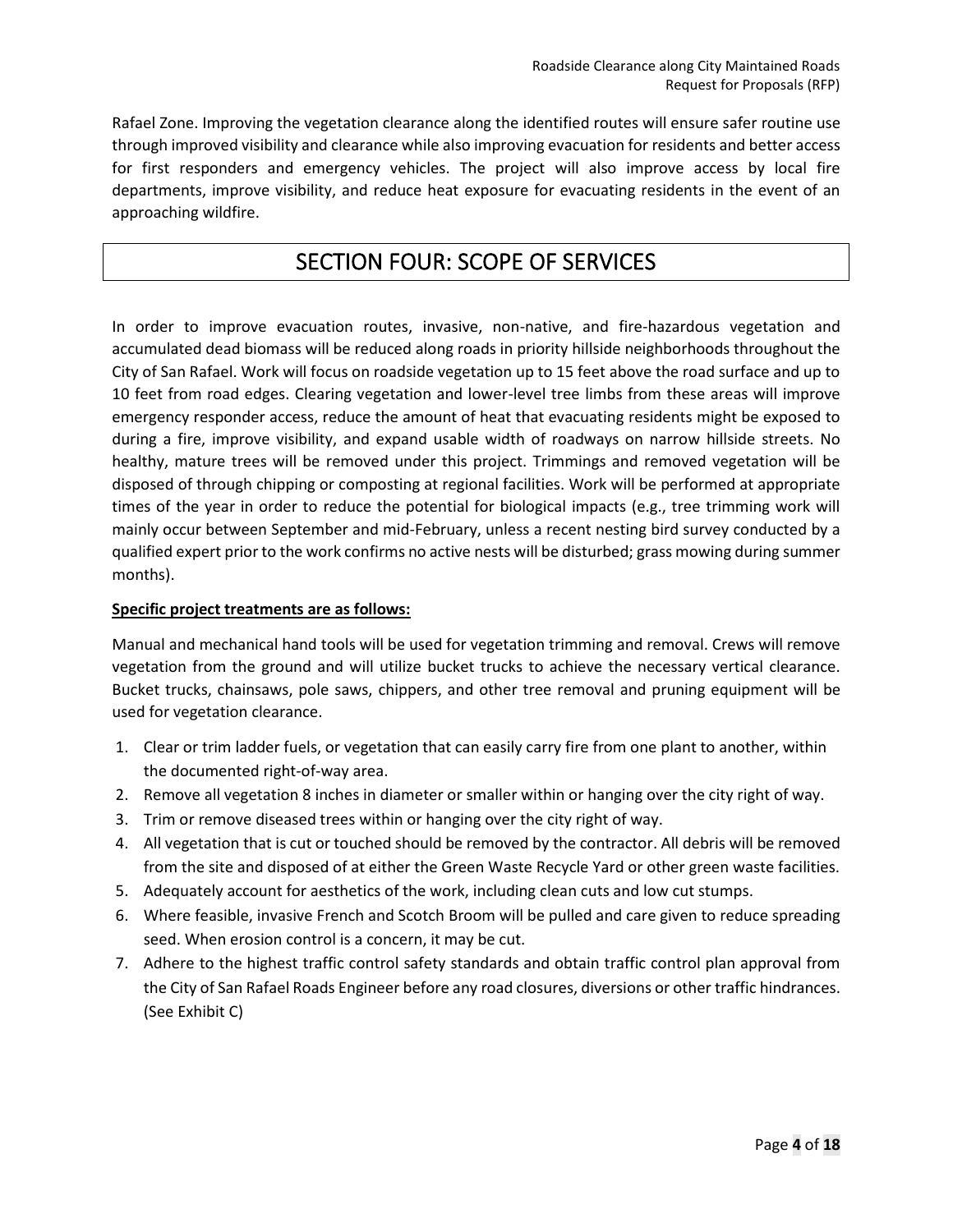Rafael Zone. Improving the vegetation clearance along the identified routes will ensure safer routine use through improved visibility and clearance while also improving evacuation for residents and better access for first responders and emergency vehicles. The project will also improve access by local fire departments, improve visibility, and reduce heat exposure for evacuating residents in the event of an approaching wildfire.

# SECTION FOUR: SCOPE OF SERVICES

In order to improve evacuation routes, invasive, non-native, and fire-hazardous vegetation and accumulated dead biomass will be reduced along roads in priority hillside neighborhoods throughout the City of San Rafael. Work will focus on roadside vegetation up to 15 feet above the road surface and up to 10 feet from road edges. Clearing vegetation and lower-level tree limbs from these areas will improve emergency responder access, reduce the amount of heat that evacuating residents might be exposed to during a fire, improve visibility, and expand usable width of roadways on narrow hillside streets. No healthy, mature trees will be removed under this project. Trimmings and removed vegetation will be disposed of through chipping or composting at regional facilities. Work will be performed at appropriate times of the year in order to reduce the potential for biological impacts (e.g., tree trimming work will mainly occur between September and mid-February, unless a recent nesting bird survey conducted by a qualified expert prior to the work confirms no active nests will be disturbed; grass mowing during summer months).

**Specific project treatments are as follows:**

Manual and mechanical hand tools will be used for vegetation trimming and removal. Crews will remove vegetation from the ground and will utilize bucket trucks to achieve the necessary vertical clearance. Bucket trucks, chainsaws, pole saws, chippers, and other tree removal and pruning equipment will be used for vegetation clearance.

1. Clear or trim ladder fuels, or vegetation that can easily carry fire from one plant to another, within the documented right-of-way area.
2. Remove all vegetation 8 inches in diameter or smaller within or hanging over the city right of way.
3. Trim or remove diseased trees within or hanging over the city right of way.
4. All vegetation that is cut or touched should be removed by the contractor. All debris will be removed from the site and disposed of at either the Green Waste Recycle Yard or other green waste facilities.
5. Adequately account for aesthetics of the work, including clean cuts and low cut stumps.
6. Where feasible, invasive French and Scotch Broom will be pulled and care given to reduce spreading seed. When erosion control is a concern, it may be cut.
7. Adhere to the highest traffic control safety standards and obtain traffic control plan approval from the City of San Rafael Roads Engineer before any road closures, diversions or other traffic hindrances. (See Exhibit C)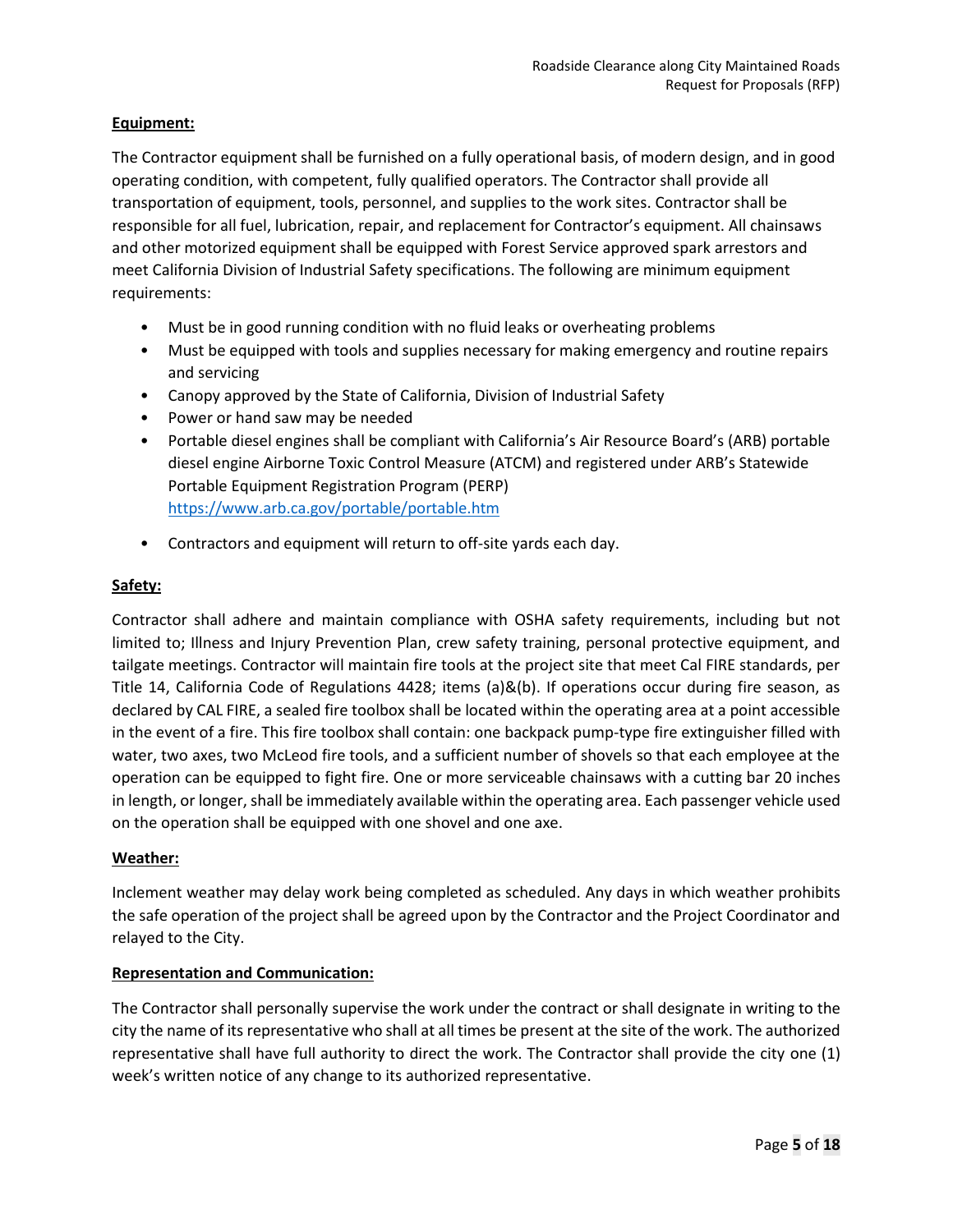**Equipment:**

The Contractor equipment shall be furnished on a fully operational basis, of modern design, and in good operating condition, with competent, fully qualified operators. The Contractor shall provide all transportation of equipment, tools, personnel, and supplies to the work sites. Contractor shall be responsible for all fuel, lubrication, repair, and replacement for Contractor's equipment. All chainsaws and other motorized equipment shall be equipped with Forest Service approved spark arrestors and meet California Division of Industrial Safety specifications. The following are minimum equipment requirements:

- Must be in good running condition with no fluid leaks or overheating problems
- Must be equipped with tools and supplies necessary for making emergency and routine repairs and servicing
- Canopy approved by the State of California, Division of Industrial Safety
- Power or hand saw may be needed
- Portable diesel engines shall be compliant with California's Air Resource Board's (ARB) portable diesel engine Airborne Toxic Control Measure (ATCM) and registered under ARB's Statewide Portable Equipment Registration Program (PERP) https://www.arb.ca.gov/portable/portable.htm
- Contractors and equipment will return to off-site yards each day.

**Safety:**

Contractor shall adhere and maintain compliance with OSHA safety requirements, including but not limited to; Illness and Injury Prevention Plan, crew safety training, personal protective equipment, and tailgate meetings. Contractor will maintain fire tools at the project site that meet Cal FIRE standards, per Title 14, California Code of Regulations 4428; items (a)&(b). If operations occur during fire season, as declared by CAL FIRE, a sealed fire toolbox shall be located within the operating area at a point accessible in the event of a fire. This fire toolbox shall contain: one backpack pump-type fire extinguisher filled with water, two axes, two McLeod fire tools, and a sufficient number of shovels so that each employee at the operation can be equipped to fight fire. One or more serviceable chainsaws with a cutting bar 20 inches in length, or longer, shall be immediately available within the operating area. Each passenger vehicle used on the operation shall be equipped with one shovel and one axe.

**Weather:**

Inclement weather may delay work being completed as scheduled. Any days in which weather prohibits the safe operation of the project shall be agreed upon by the Contractor and the Project Coordinator and relayed to the City.

**Representation and Communication:**

The Contractor shall personally supervise the work under the contract or shall designate in writing to the city the name of its representative who shall at all times be present at the site of the work. The authorized representative shall have full authority to direct the work. The Contractor shall provide the city one (1) week's written notice of any change to its authorized representative.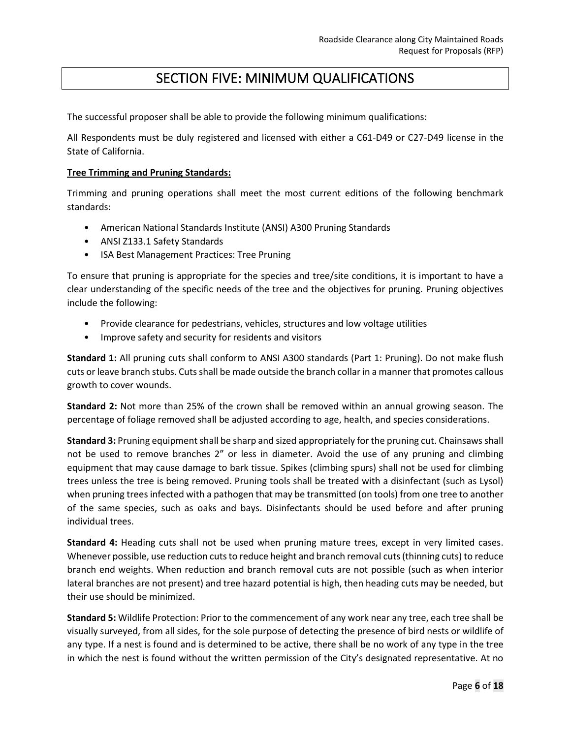# SECTION FIVE: MINIMUM QUALIFICATIONS

The successful proposer shall be able to provide the following minimum qualifications:

All Respondents must be duly registered and licensed with either a C61-D49 or C27-D49 license in the State of California.

**Tree Trimming and Pruning Standards:**

Trimming and pruning operations shall meet the most current editions of the following benchmark standards:

- American National Standards Institute (ANSI) A300 Pruning Standards
- ANSI Z133.1 Safety Standards
- ISA Best Management Practices: Tree Pruning

To ensure that pruning is appropriate for the species and tree/site conditions, it is important to have a clear understanding of the specific needs of the tree and the objectives for pruning. Pruning objectives include the following:

- Provide clearance for pedestrians, vehicles, structures and low voltage utilities
- Improve safety and security for residents and visitors

**Standard 1:** All pruning cuts shall conform to ANSI A300 standards (Part 1: Pruning). Do not make flush cuts or leave branch stubs. Cuts shall be made outside the branch collar in a manner that promotes callous growth to cover wounds.

**Standard 2:** Not more than 25% of the crown shall be removed within an annual growing season. The percentage of foliage removed shall be adjusted according to age, health, and species considerations.

**Standard 3:** Pruning equipment shall be sharp and sized appropriately for the pruning cut. Chainsaws shall not be used to remove branches 2" or less in diameter. Avoid the use of any pruning and climbing equipment that may cause damage to bark tissue. Spikes (climbing spurs) shall not be used for climbing trees unless the tree is being removed. Pruning tools shall be treated with a disinfectant (such as Lysol) when pruning trees infected with a pathogen that may be transmitted (on tools) from one tree to another of the same species, such as oaks and bays. Disinfectants should be used before and after pruning individual trees.

**Standard 4:** Heading cuts shall not be used when pruning mature trees, except in very limited cases. Whenever possible, use reduction cuts to reduce height and branch removal cuts (thinning cuts) to reduce branch end weights. When reduction and branch removal cuts are not possible (such as when interior lateral branches are not present) and tree hazard potential is high, then heading cuts may be needed, but their use should be minimized.

**Standard 5:** Wildlife Protection: Prior to the commencement of any work near any tree, each tree shall be visually surveyed, from all sides, for the sole purpose of detecting the presence of bird nests or wildlife of any type. If a nest is found and is determined to be active, there shall be no work of any type in the tree in which the nest is found without the written permission of the City's designated representative. At no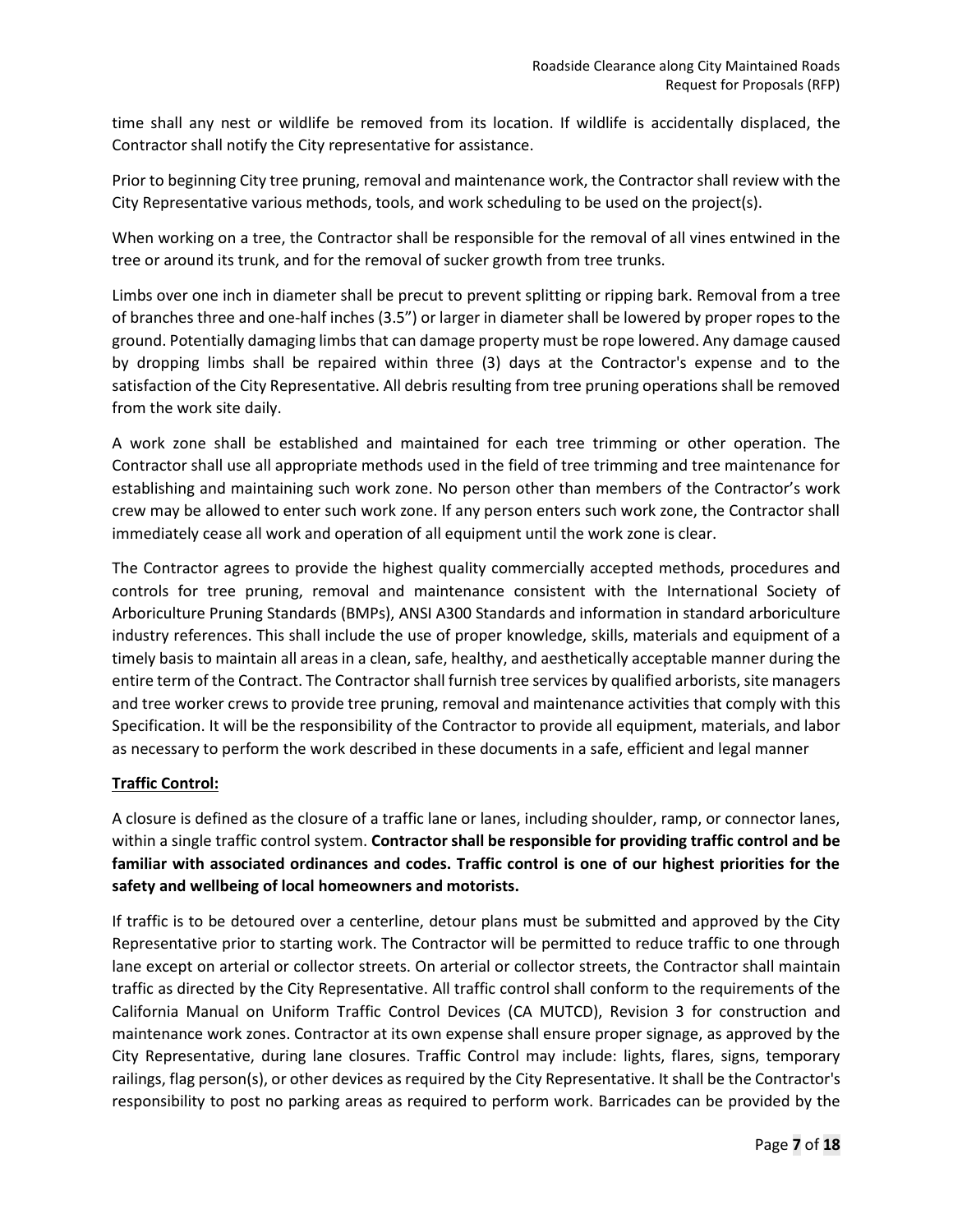time shall any nest or wildlife be removed from its location. If wildlife is accidentally displaced, the Contractor shall notify the City representative for assistance.

Prior to beginning City tree pruning, removal and maintenance work, the Contractor shall review with the City Representative various methods, tools, and work scheduling to be used on the project(s).

When working on a tree, the Contractor shall be responsible for the removal of all vines entwined in the tree or around its trunk, and for the removal of sucker growth from tree trunks.

Limbs over one inch in diameter shall be precut to prevent splitting or ripping bark. Removal from a tree of branches three and one-half inches (3.5") or larger in diameter shall be lowered by proper ropes to the ground. Potentially damaging limbs that can damage property must be rope lowered. Any damage caused by dropping limbs shall be repaired within three (3) days at the Contractor's expense and to the satisfaction of the City Representative. All debris resulting from tree pruning operations shall be removed from the work site daily.

A work zone shall be established and maintained for each tree trimming or other operation. The Contractor shall use all appropriate methods used in the field of tree trimming and tree maintenance for establishing and maintaining such work zone. No person other than members of the Contractor's work crew may be allowed to enter such work zone. If any person enters such work zone, the Contractor shall immediately cease all work and operation of all equipment until the work zone is clear.

The Contractor agrees to provide the highest quality commercially accepted methods, procedures and controls for tree pruning, removal and maintenance consistent with the International Society of Arboriculture Pruning Standards (BMPs), ANSI A300 Standards and information in standard arboriculture industry references. This shall include the use of proper knowledge, skills, materials and equipment of a timely basis to maintain all areas in a clean, safe, healthy, and aesthetically acceptable manner during the entire term of the Contract. The Contractor shall furnish tree services by qualified arborists, site managers and tree worker crews to provide tree pruning, removal and maintenance activities that comply with this Specification. It will be the responsibility of the Contractor to provide all equipment, materials, and labor as necessary to perform the work described in these documents in a safe, efficient and legal manner

**Traffic Control:**

A closure is defined as the closure of a traffic lane or lanes, including shoulder, ramp, or connector lanes, within a single traffic control system. **Contractor shall be responsible for providing traffic control and be familiar with associated ordinances and codes. Traffic control is one of our highest priorities for the safety and wellbeing of local homeowners and motorists.**

If traffic is to be detoured over a centerline, detour plans must be submitted and approved by the City Representative prior to starting work. The Contractor will be permitted to reduce traffic to one through lane except on arterial or collector streets. On arterial or collector streets, the Contractor shall maintain traffic as directed by the City Representative. All traffic control shall conform to the requirements of the California Manual on Uniform Traffic Control Devices (CA MUTCD), Revision 3 for construction and maintenance work zones. Contractor at its own expense shall ensure proper signage, as approved by the City Representative, during lane closures. Traffic Control may include: lights, flares, signs, temporary railings, flag person(s), or other devices as required by the City Representative. It shall be the Contractor's responsibility to post no parking areas as required to perform work. Barricades can be provided by the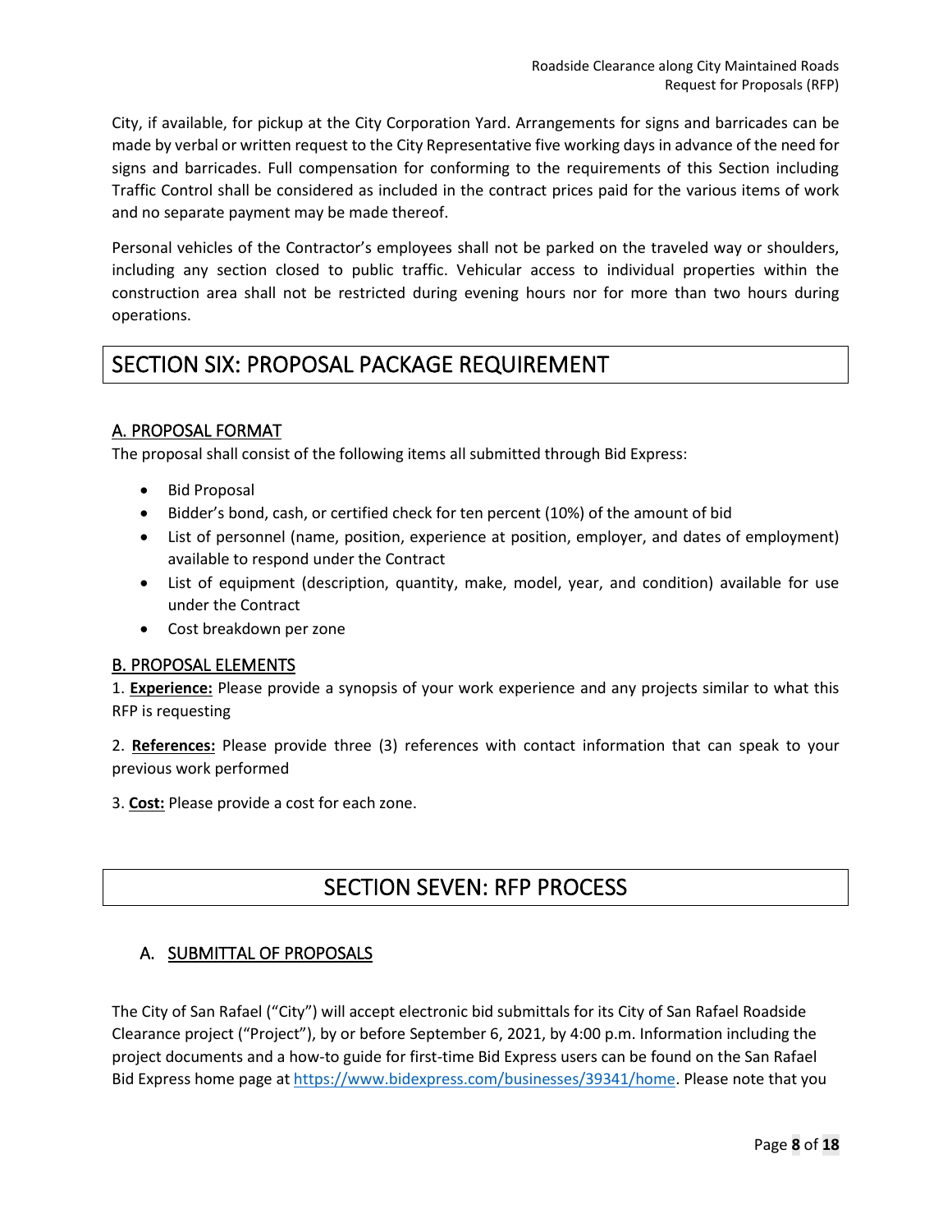City, if available, for pickup at the City Corporation Yard. Arrangements for signs and barricades can be made by verbal or written request to the City Representative five working days in advance of the need for signs and barricades. Full compensation for conforming to the requirements of this Section including Traffic Control shall be considered as included in the contract prices paid for the various items of work and no separate payment may be made thereof.

Personal vehicles of the Contractor's employees shall not be parked on the traveled way or shoulders, including any section closed to public traffic. Vehicular access to individual properties within the construction area shall not be restricted during evening hours nor for more than two hours during operations.

# SECTION SIX: PROPOSAL PACKAGE REQUIREMENT

## A. PROPOSAL FORMAT

The proposal shall consist of the following items all submitted through Bid Express:

- Bid Proposal
- Bidder's bond, cash, or certified check for ten percent (10%) of the amount of bid
- List of personnel (name, position, experience at position, employer, and dates of employment) available to respond under the Contract
- List of equipment (description, quantity, make, model, year, and condition) available for use under the Contract
- Cost breakdown per zone

## B. PROPOSAL ELEMENTS

1. **Experience:** Please provide a synopsis of your work experience and any projects similar to what this RFP is requesting

2. **References:** Please provide three (3) references with contact information that can speak to your previous work performed

3. **Cost:** Please provide a cost for each zone.

# SECTION SEVEN: RFP PROCESS

## A. SUBMITTAL OF PROPOSALS

The City of San Rafael ("City") will accept electronic bid submittals for its City of San Rafael Roadside Clearance project ("Project"), by or before September 6, 2021, by 4:00 p.m. Information including the project documents and a how-to guide for first-time Bid Express users can be found on the San Rafael Bid Express home page at https://www.bidexpress.com/businesses/39341/home. Please note that you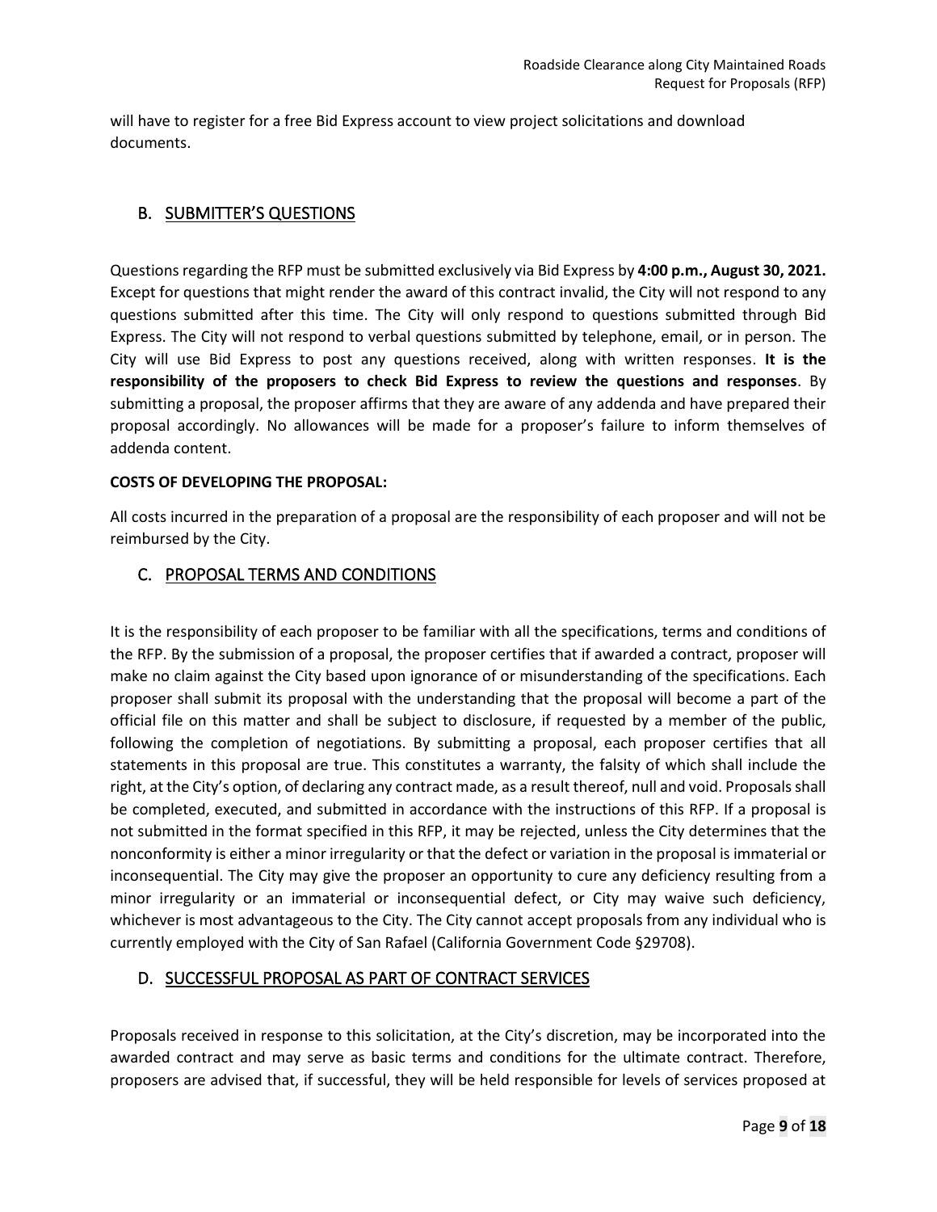will have to register for a free Bid Express account to view project solicitations and download documents.

## B. SUBMITTER'S QUESTIONS

Questions regarding the RFP must be submitted exclusively via Bid Express by **4:00 p.m., August 30, 2021.** Except for questions that might render the award of this contract invalid, the City will not respond to any questions submitted after this time. The City will only respond to questions submitted through Bid Express. The City will not respond to verbal questions submitted by telephone, email, or in person. The City will use Bid Express to post any questions received, along with written responses. **It is the responsibility of the proposers to check Bid Express to review the questions and responses**. By submitting a proposal, the proposer affirms that they are aware of any addenda and have prepared their proposal accordingly. No allowances will be made for a proposer's failure to inform themselves of addenda content.

**COSTS OF DEVELOPING THE PROPOSAL:**

All costs incurred in the preparation of a proposal are the responsibility of each proposer and will not be reimbursed by the City.

## C. PROPOSAL TERMS AND CONDITIONS

It is the responsibility of each proposer to be familiar with all the specifications, terms and conditions of the RFP. By the submission of a proposal, the proposer certifies that if awarded a contract, proposer will make no claim against the City based upon ignorance of or misunderstanding of the specifications. Each proposer shall submit its proposal with the understanding that the proposal will become a part of the official file on this matter and shall be subject to disclosure, if requested by a member of the public, following the completion of negotiations. By submitting a proposal, each proposer certifies that all statements in this proposal are true. This constitutes a warranty, the falsity of which shall include the right, at the City's option, of declaring any contract made, as a result thereof, null and void. Proposals shall be completed, executed, and submitted in accordance with the instructions of this RFP. If a proposal is not submitted in the format specified in this RFP, it may be rejected, unless the City determines that the nonconformity is either a minor irregularity or that the defect or variation in the proposal is immaterial or inconsequential. The City may give the proposer an opportunity to cure any deficiency resulting from a minor irregularity or an immaterial or inconsequential defect, or City may waive such deficiency, whichever is most advantageous to the City. The City cannot accept proposals from any individual who is currently employed with the City of San Rafael (California Government Code §29708).

## D. SUCCESSFUL PROPOSAL AS PART OF CONTRACT SERVICES

Proposals received in response to this solicitation, at the City's discretion, may be incorporated into the awarded contract and may serve as basic terms and conditions for the ultimate contract. Therefore, proposers are advised that, if successful, they will be held responsible for levels of services proposed at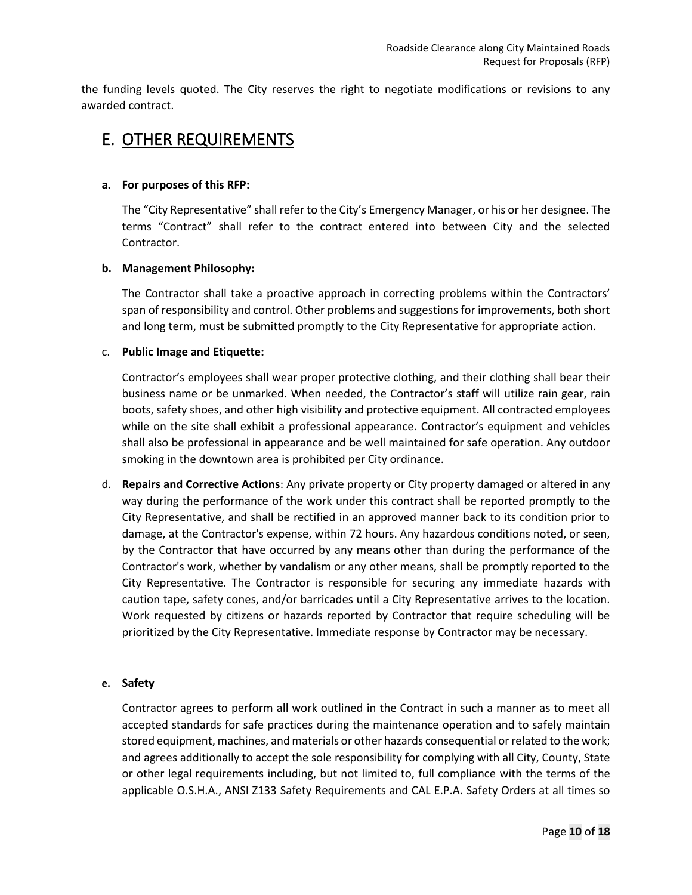the funding levels quoted. The City reserves the right to negotiate modifications or revisions to any awarded contract.

# E. OTHER REQUIREMENTS

**a. For purposes of this RFP:**

The "City Representative" shall refer to the City's Emergency Manager, or his or her designee. The terms "Contract" shall refer to the contract entered into between City and the selected Contractor.

**b. Management Philosophy:**

The Contractor shall take a proactive approach in correcting problems within the Contractors' span of responsibility and control. Other problems and suggestions for improvements, both short and long term, must be submitted promptly to the City Representative for appropriate action.

c. **Public Image and Etiquette:**

Contractor's employees shall wear proper protective clothing, and their clothing shall bear their business name or be unmarked. When needed, the Contractor's staff will utilize rain gear, rain boots, safety shoes, and other high visibility and protective equipment. All contracted employees while on the site shall exhibit a professional appearance. Contractor's equipment and vehicles shall also be professional in appearance and be well maintained for safe operation. Any outdoor smoking in the downtown area is prohibited per City ordinance.

d. **Repairs and Corrective Actions**: Any private property or City property damaged or altered in any way during the performance of the work under this contract shall be reported promptly to the City Representative, and shall be rectified in an approved manner back to its condition prior to damage, at the Contractor's expense, within 72 hours. Any hazardous conditions noted, or seen, by the Contractor that have occurred by any means other than during the performance of the Contractor's work, whether by vandalism or any other means, shall be promptly reported to the City Representative. The Contractor is responsible for securing any immediate hazards with caution tape, safety cones, and/or barricades until a City Representative arrives to the location. Work requested by citizens or hazards reported by Contractor that require scheduling will be prioritized by the City Representative. Immediate response by Contractor may be necessary.

**e. Safety**

Contractor agrees to perform all work outlined in the Contract in such a manner as to meet all accepted standards for safe practices during the maintenance operation and to safely maintain stored equipment, machines, and materials or other hazards consequential or related to the work; and agrees additionally to accept the sole responsibility for complying with all City, County, State or other legal requirements including, but not limited to, full compliance with the terms of the applicable O.S.H.A., ANSI Z133 Safety Requirements and CAL E.P.A. Safety Orders at all times so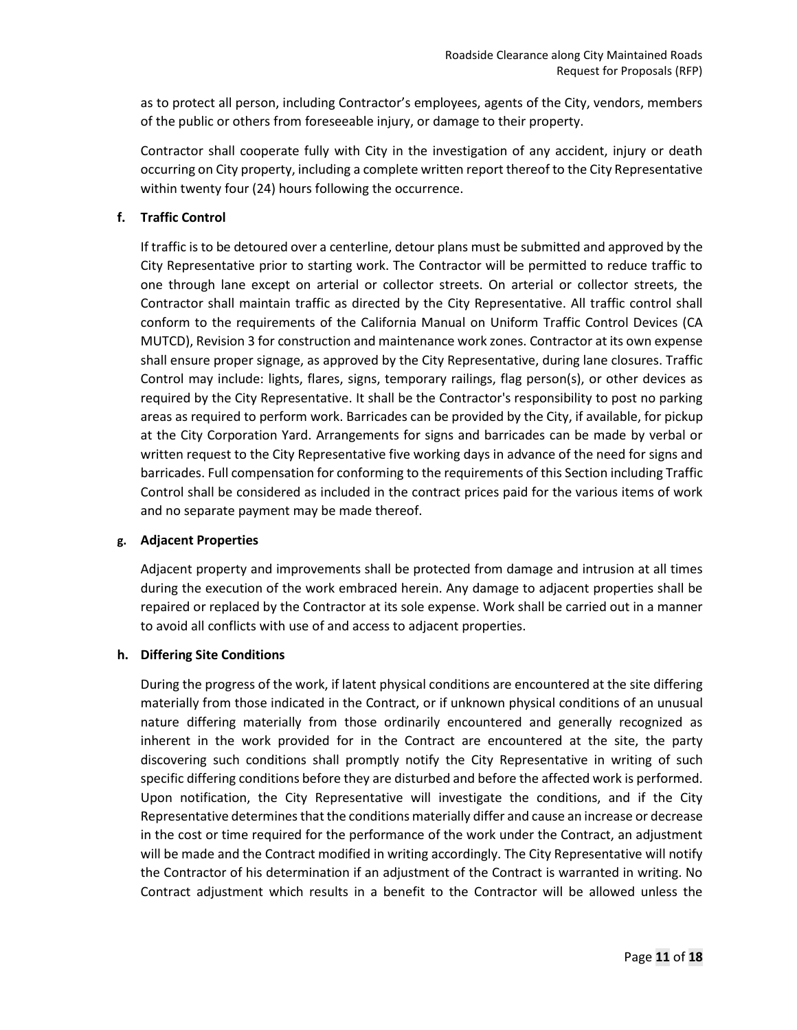as to protect all person, including Contractor's employees, agents of the City, vendors, members of the public or others from foreseeable injury, or damage to their property.

Contractor shall cooperate fully with City in the investigation of any accident, injury or death occurring on City property, including a complete written report thereof to the City Representative within twenty four (24) hours following the occurrence.

**f. Traffic Control**

If traffic is to be detoured over a centerline, detour plans must be submitted and approved by the City Representative prior to starting work. The Contractor will be permitted to reduce traffic to one through lane except on arterial or collector streets. On arterial or collector streets, the Contractor shall maintain traffic as directed by the City Representative. All traffic control shall conform to the requirements of the California Manual on Uniform Traffic Control Devices (CA MUTCD), Revision 3 for construction and maintenance work zones. Contractor at its own expense shall ensure proper signage, as approved by the City Representative, during lane closures. Traffic Control may include: lights, flares, signs, temporary railings, flag person(s), or other devices as required by the City Representative. It shall be the Contractor's responsibility to post no parking areas as required to perform work. Barricades can be provided by the City, if available, for pickup at the City Corporation Yard. Arrangements for signs and barricades can be made by verbal or written request to the City Representative five working days in advance of the need for signs and barricades. Full compensation for conforming to the requirements of this Section including Traffic Control shall be considered as included in the contract prices paid for the various items of work and no separate payment may be made thereof.

**g. Adjacent Properties**

Adjacent property and improvements shall be protected from damage and intrusion at all times during the execution of the work embraced herein. Any damage to adjacent properties shall be repaired or replaced by the Contractor at its sole expense. Work shall be carried out in a manner to avoid all conflicts with use of and access to adjacent properties.

**h. Differing Site Conditions**

During the progress of the work, if latent physical conditions are encountered at the site differing materially from those indicated in the Contract, or if unknown physical conditions of an unusual nature differing materially from those ordinarily encountered and generally recognized as inherent in the work provided for in the Contract are encountered at the site, the party discovering such conditions shall promptly notify the City Representative in writing of such specific differing conditions before they are disturbed and before the affected work is performed. Upon notification, the City Representative will investigate the conditions, and if the City Representative determines that the conditions materially differ and cause an increase or decrease in the cost or time required for the performance of the work under the Contract, an adjustment will be made and the Contract modified in writing accordingly. The City Representative will notify the Contractor of his determination if an adjustment of the Contract is warranted in writing. No Contract adjustment which results in a benefit to the Contractor will be allowed unless the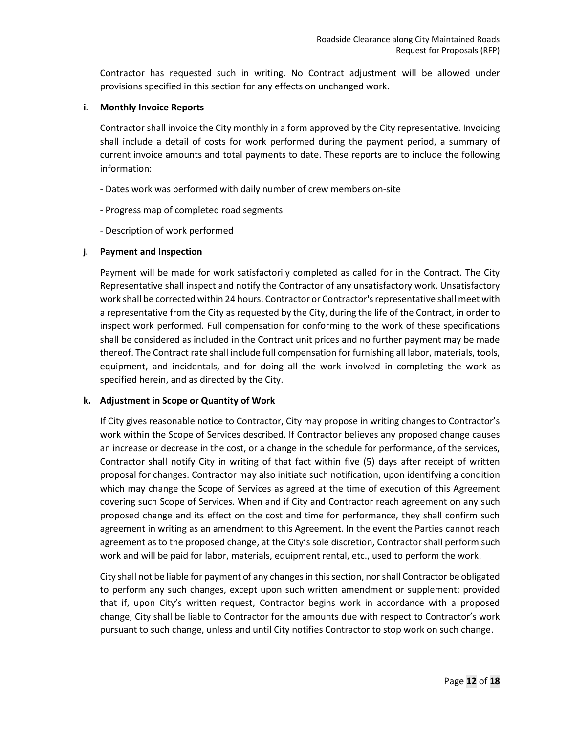Contractor has requested such in writing. No Contract adjustment will be allowed under provisions specified in this section for any effects on unchanged work.

**i. Monthly Invoice Reports**

Contractor shall invoice the City monthly in a form approved by the City representative. Invoicing shall include a detail of costs for work performed during the payment period, a summary of current invoice amounts and total payments to date. These reports are to include the following information:

- Dates work was performed with daily number of crew members on-site
- Progress map of completed road segments
- Description of work performed

**j. Payment and Inspection**

Payment will be made for work satisfactorily completed as called for in the Contract. The City Representative shall inspect and notify the Contractor of any unsatisfactory work. Unsatisfactory work shall be corrected within 24 hours. Contractor or Contractor's representative shall meet with a representative from the City as requested by the City, during the life of the Contract, in order to inspect work performed. Full compensation for conforming to the work of these specifications shall be considered as included in the Contract unit prices and no further payment may be made thereof. The Contract rate shall include full compensation for furnishing all labor, materials, tools, equipment, and incidentals, and for doing all the work involved in completing the work as specified herein, and as directed by the City.

**k. Adjustment in Scope or Quantity of Work**

If City gives reasonable notice to Contractor, City may propose in writing changes to Contractor's work within the Scope of Services described. If Contractor believes any proposed change causes an increase or decrease in the cost, or a change in the schedule for performance, of the services, Contractor shall notify City in writing of that fact within five (5) days after receipt of written proposal for changes. Contractor may also initiate such notification, upon identifying a condition which may change the Scope of Services as agreed at the time of execution of this Agreement covering such Scope of Services. When and if City and Contractor reach agreement on any such proposed change and its effect on the cost and time for performance, they shall confirm such agreement in writing as an amendment to this Agreement. In the event the Parties cannot reach agreement as to the proposed change, at the City's sole discretion, Contractor shall perform such work and will be paid for labor, materials, equipment rental, etc., used to perform the work.

City shall not be liable for payment of any changes in this section, nor shall Contractor be obligated to perform any such changes, except upon such written amendment or supplement; provided that if, upon City's written request, Contractor begins work in accordance with a proposed change, City shall be liable to Contractor for the amounts due with respect to Contractor's work pursuant to such change, unless and until City notifies Contractor to stop work on such change.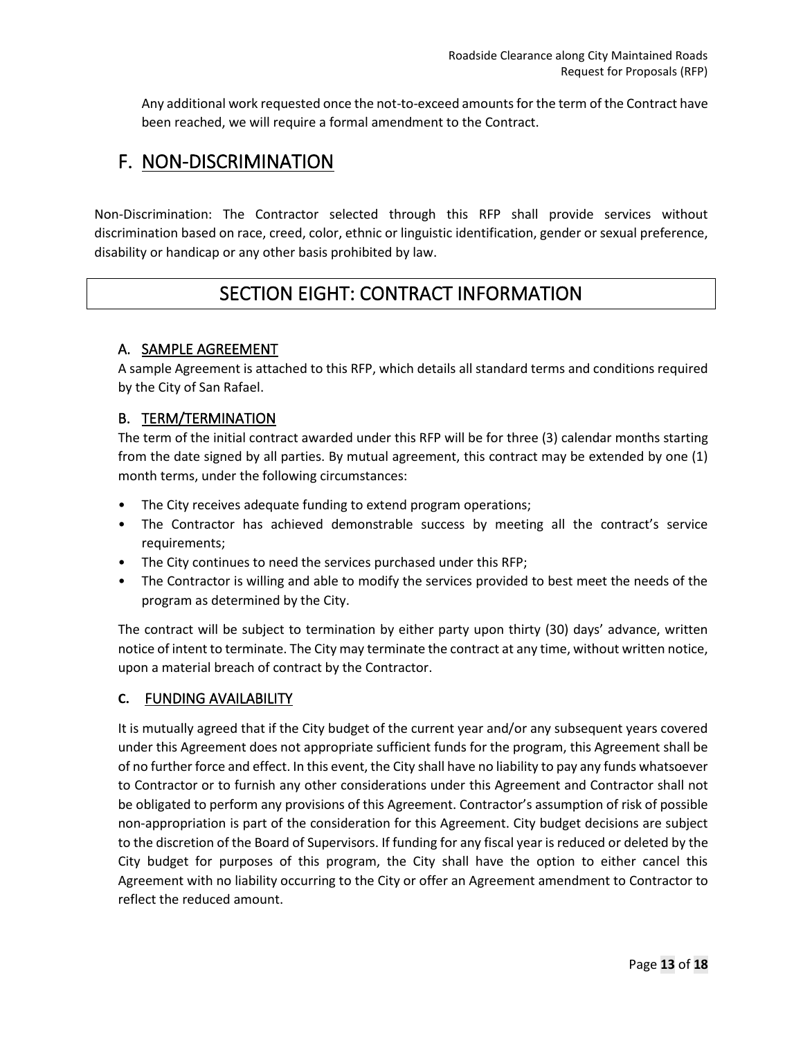Any additional work requested once the not-to-exceed amounts for the term of the Contract have been reached, we will require a formal amendment to the Contract.

## F. NON-DISCRIMINATION

Non-Discrimination: The Contractor selected through this RFP shall provide services without discrimination based on race, creed, color, ethnic or linguistic identification, gender or sexual preference, disability or handicap or any other basis prohibited by law.

# SECTION EIGHT: CONTRACT INFORMATION

### A. SAMPLE AGREEMENT

A sample Agreement is attached to this RFP, which details all standard terms and conditions required by the City of San Rafael.

### B. TERM/TERMINATION

The term of the initial contract awarded under this RFP will be for three (3) calendar months starting from the date signed by all parties. By mutual agreement, this contract may be extended by one (1) month terms, under the following circumstances:

- The City receives adequate funding to extend program operations;
- The Contractor has achieved demonstrable success by meeting all the contract's service requirements;
- The City continues to need the services purchased under this RFP;
- The Contractor is willing and able to modify the services provided to best meet the needs of the program as determined by the City.

The contract will be subject to termination by either party upon thirty (30) days' advance, written notice of intent to terminate. The City may terminate the contract at any time, without written notice, upon a material breach of contract by the Contractor.

### C. FUNDING AVAILABILITY

It is mutually agreed that if the City budget of the current year and/or any subsequent years covered under this Agreement does not appropriate sufficient funds for the program, this Agreement shall be of no further force and effect. In this event, the City shall have no liability to pay any funds whatsoever to Contractor or to furnish any other considerations under this Agreement and Contractor shall not be obligated to perform any provisions of this Agreement. Contractor's assumption of risk of possible non-appropriation is part of the consideration for this Agreement. City budget decisions are subject to the discretion of the Board of Supervisors. If funding for any fiscal year is reduced or deleted by the City budget for purposes of this program, the City shall have the option to either cancel this Agreement with no liability occurring to the City or offer an Agreement amendment to Contractor to reflect the reduced amount.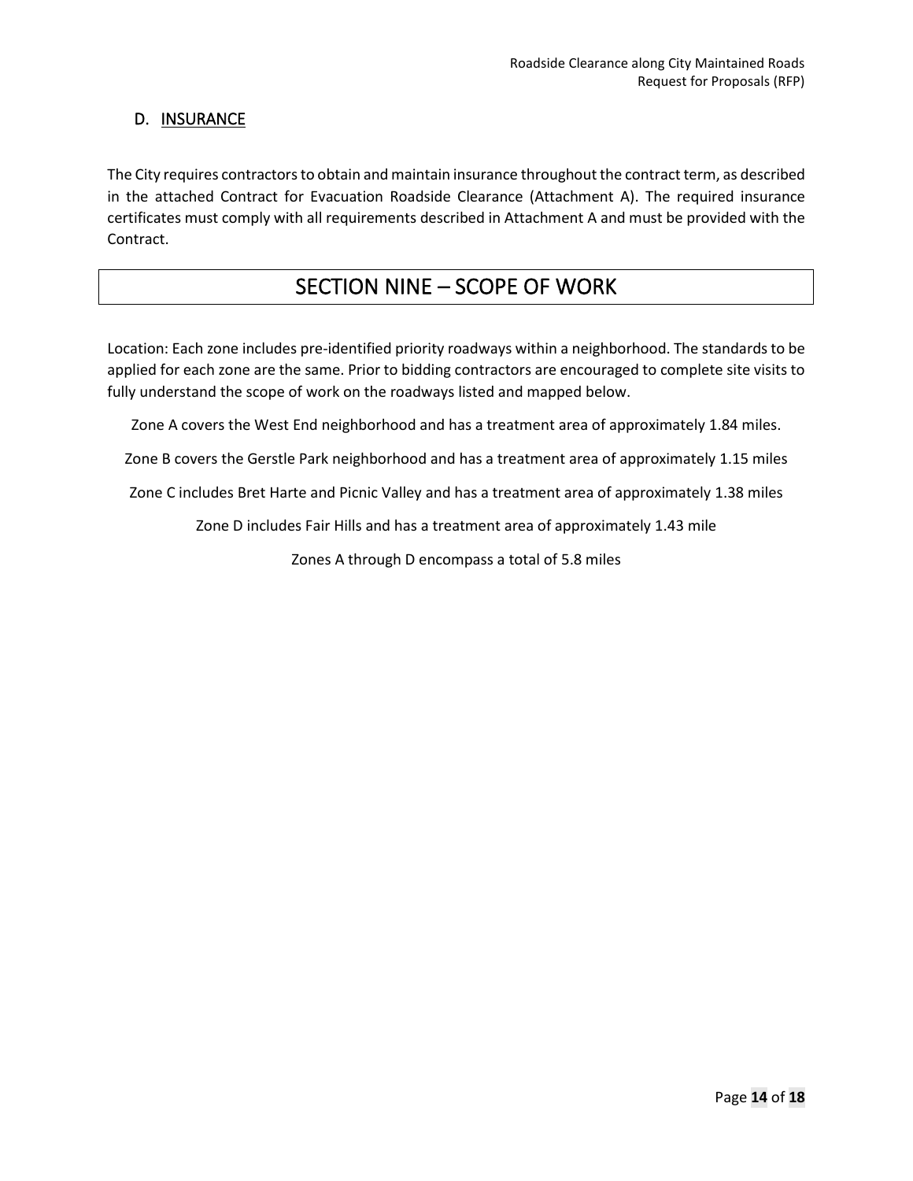## D. INSURANCE

The City requires contractors to obtain and maintain insurance throughout the contract term, as described in the attached Contract for Evacuation Roadside Clearance (Attachment A). The required insurance certificates must comply with all requirements described in Attachment A and must be provided with the Contract.

# SECTION NINE – SCOPE OF WORK

Location: Each zone includes pre-identified priority roadways within a neighborhood. The standards to be applied for each zone are the same. Prior to bidding contractors are encouraged to complete site visits to fully understand the scope of work on the roadways listed and mapped below.

Zone A covers the West End neighborhood and has a treatment area of approximately 1.84 miles.

Zone B covers the Gerstle Park neighborhood and has a treatment area of approximately 1.15 miles

Zone C includes Bret Harte and Picnic Valley and has a treatment area of approximately 1.38 miles

Zone D includes Fair Hills and has a treatment area of approximately 1.43 mile

Zones A through D encompass a total of 5.8 miles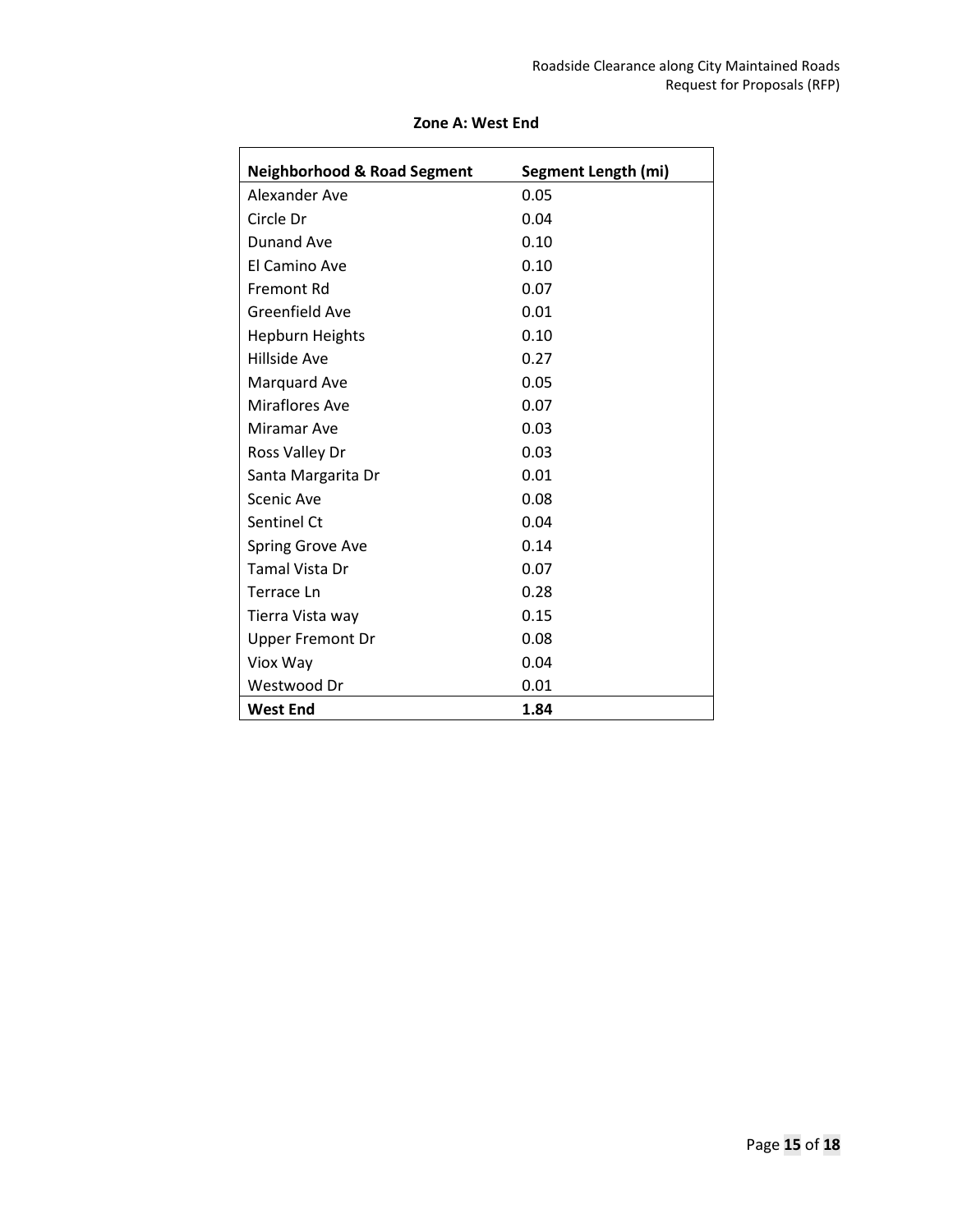**Zone A: West End**

| Neighborhood & Road Segment | Segment Length (mi) |
| --- | --- |
| Alexander Ave | 0.05 |
| Circle Dr | 0.04 |
| Dunand Ave | 0.10 |
| El Camino Ave | 0.10 |
| Fremont Rd | 0.07 |
| Greenfield Ave | 0.01 |
| Hepburn Heights | 0.10 |
| Hillside Ave | 0.27 |
| Marquard Ave | 0.05 |
| Miraflores Ave | 0.07 |
| Miramar Ave | 0.03 |
| Ross Valley Dr | 0.03 |
| Santa Margarita Dr | 0.01 |
| Scenic Ave | 0.08 |
| Sentinel Ct | 0.04 |
| Spring Grove Ave | 0.14 |
| Tamal Vista Dr | 0.07 |
| Terrace Ln | 0.28 |
| Tierra Vista way | 0.15 |
| Upper Fremont Dr | 0.08 |
| Viox Way | 0.04 |
| Westwood Dr | 0.01 |
| **West End** | **1.84** |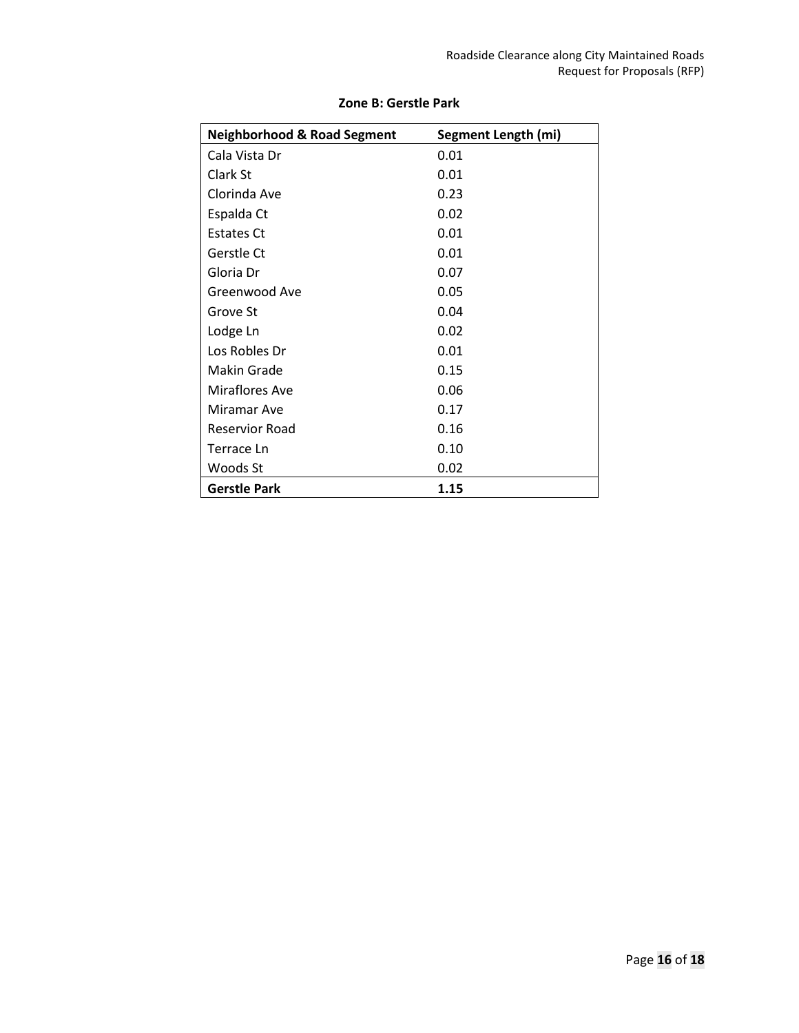**Zone B: Gerstle Park**

| Neighborhood & Road Segment | Segment Length (mi) |
|---|---|
| Cala Vista Dr | 0.01 |
| Clark St | 0.01 |
| Clorinda Ave | 0.23 |
| Espalda Ct | 0.02 |
| Estates Ct | 0.01 |
| Gerstle Ct | 0.01 |
| Gloria Dr | 0.07 |
| Greenwood Ave | 0.05 |
| Grove St | 0.04 |
| Lodge Ln | 0.02 |
| Los Robles Dr | 0.01 |
| Makin Grade | 0.15 |
| Miraflores Ave | 0.06 |
| Miramar Ave | 0.17 |
| Reservior Road | 0.16 |
| Terrace Ln | 0.10 |
| Woods St | 0.02 |
| **Gerstle Park** | **1.15** |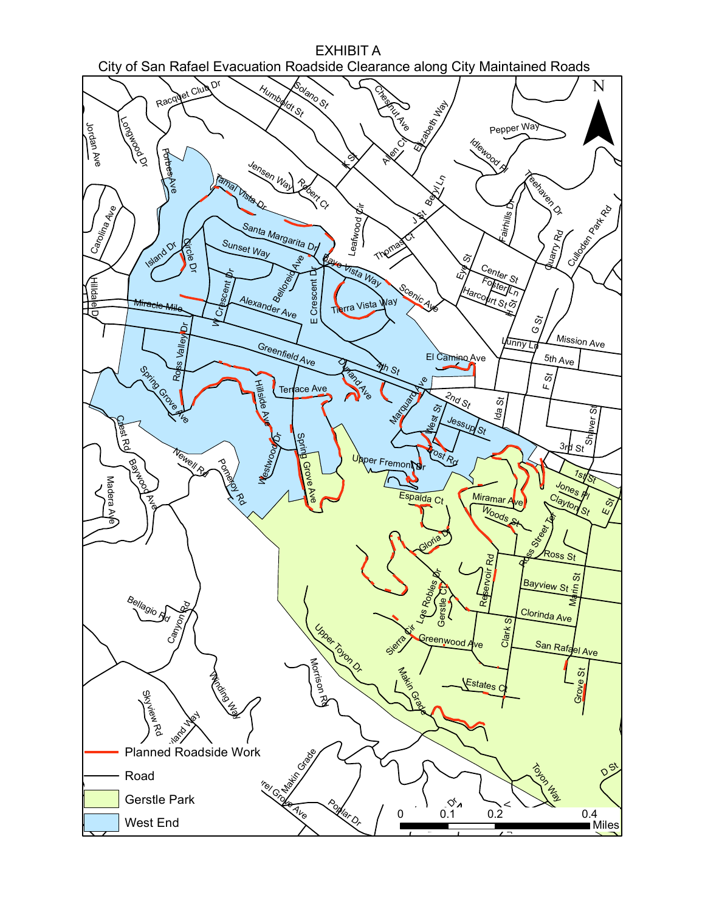# EXHIBIT A

## City of San Rafael Evacuation Roadside Clearance along City Maintained Roads

Planned Roadside Work

Road

Gerstle Park

West End

0 0.1 0.2 0.4 Miles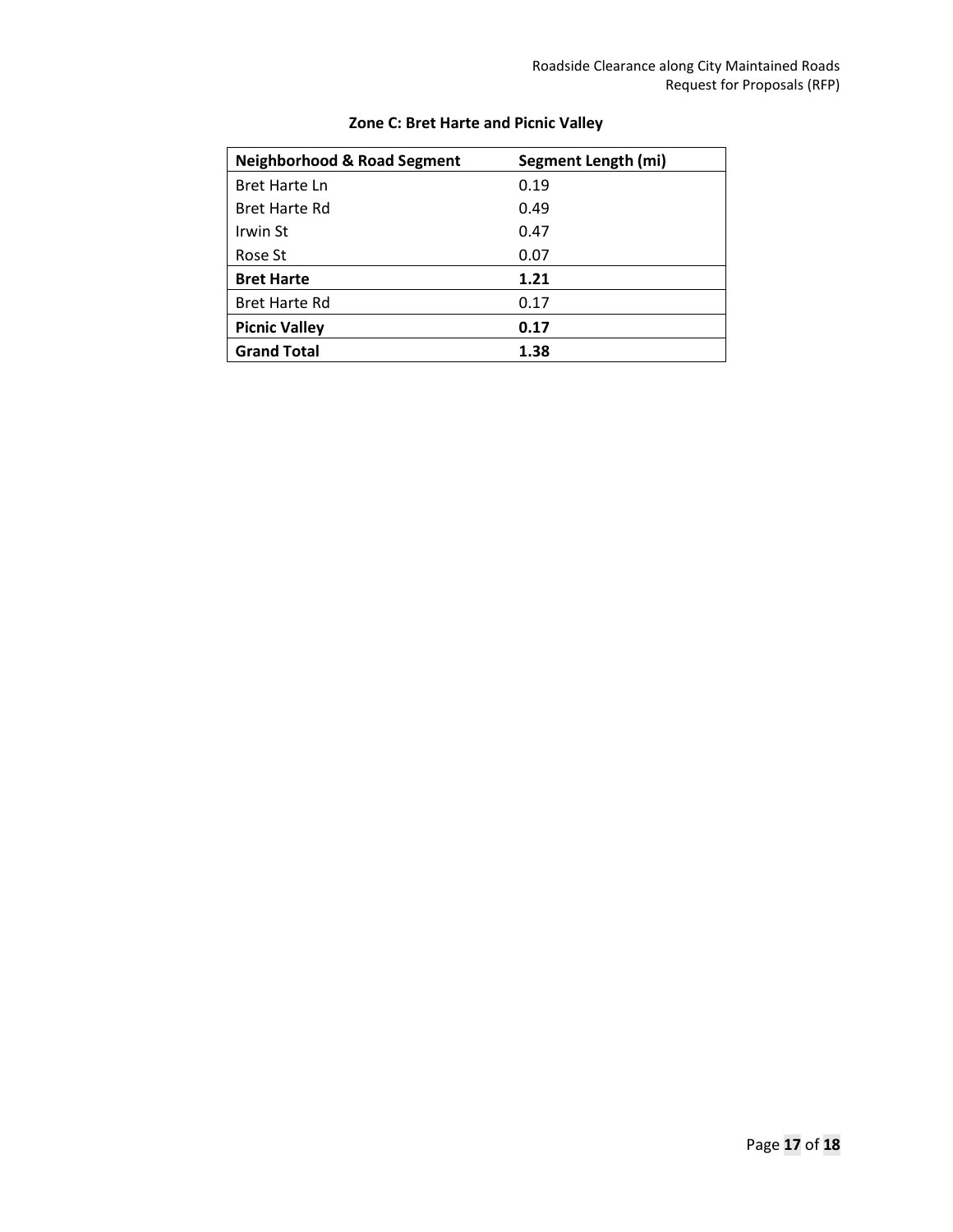**Zone C: Bret Harte and Picnic Valley**

| Neighborhood & Road Segment | Segment Length (mi) |
|---|---|
| Bret Harte Ln | 0.19 |
| Bret Harte Rd | 0.49 |
| Irwin St | 0.47 |
| Rose St | 0.07 |
| **Bret Harte** | **1.21** |
| Bret Harte Rd | 0.17 |
| **Picnic Valley** | **0.17** |
| **Grand Total** | **1.38** |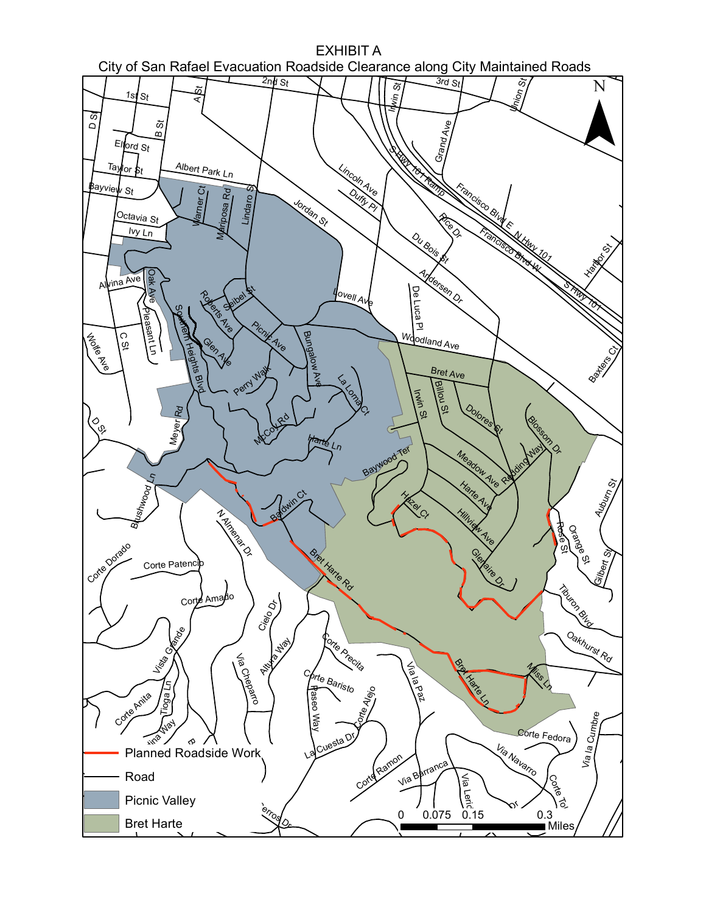# EXHIBIT A

## City of San Rafael Evacuation Roadside Clearance along City Maintained Roads

- Planned Roadside Work
- Road
- Picnic Valley
- Bret Harte

0 0.075 0.15 0.3 Miles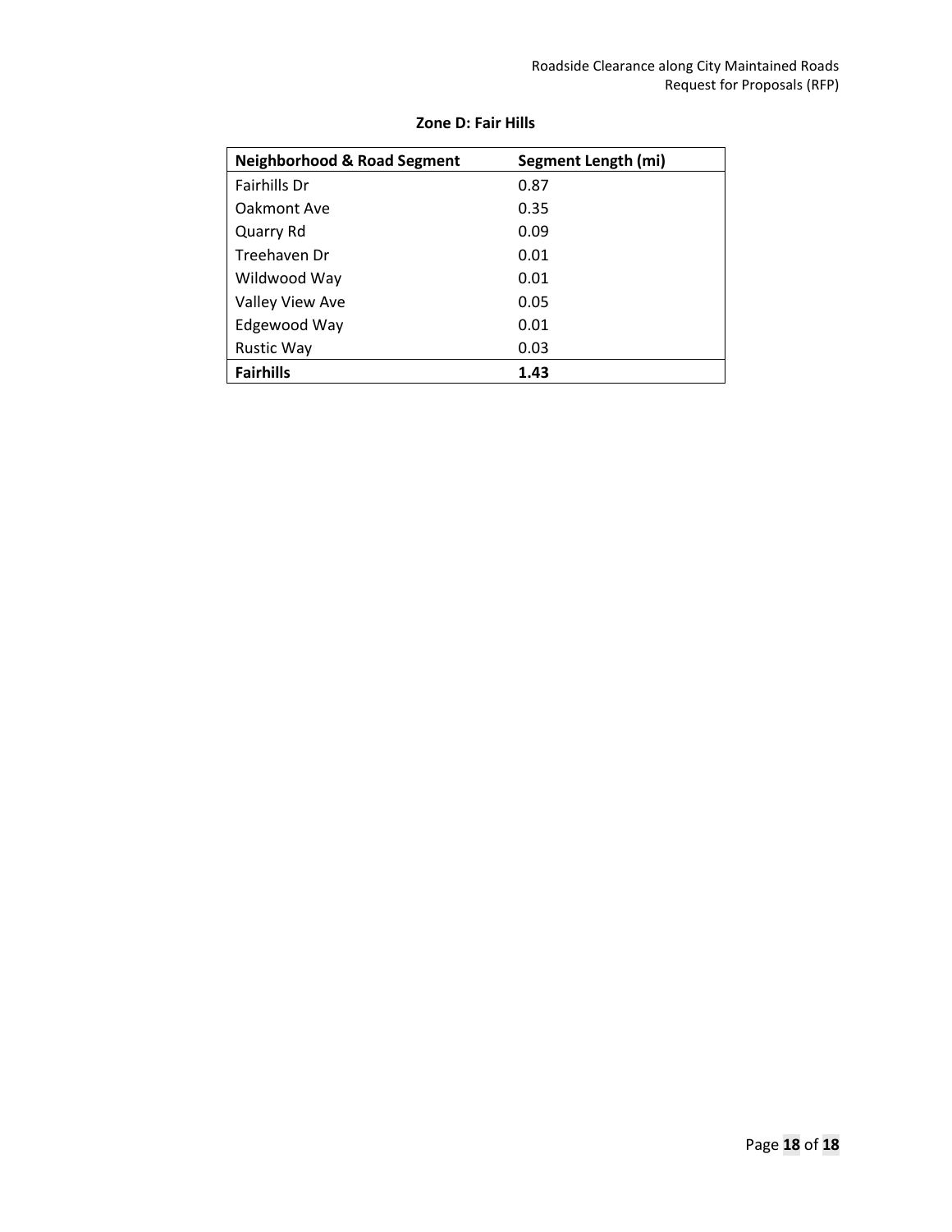**Zone D: Fair Hills**

| Neighborhood & Road Segment | Segment Length (mi) |
|---|---|
| Fairhills Dr | 0.87 |
| Oakmont Ave | 0.35 |
| Quarry Rd | 0.09 |
| Treehaven Dr | 0.01 |
| Wildwood Way | 0.01 |
| Valley View Ave | 0.05 |
| Edgewood Way | 0.01 |
| Rustic Way | 0.03 |
| **Fairhills** | **1.43** |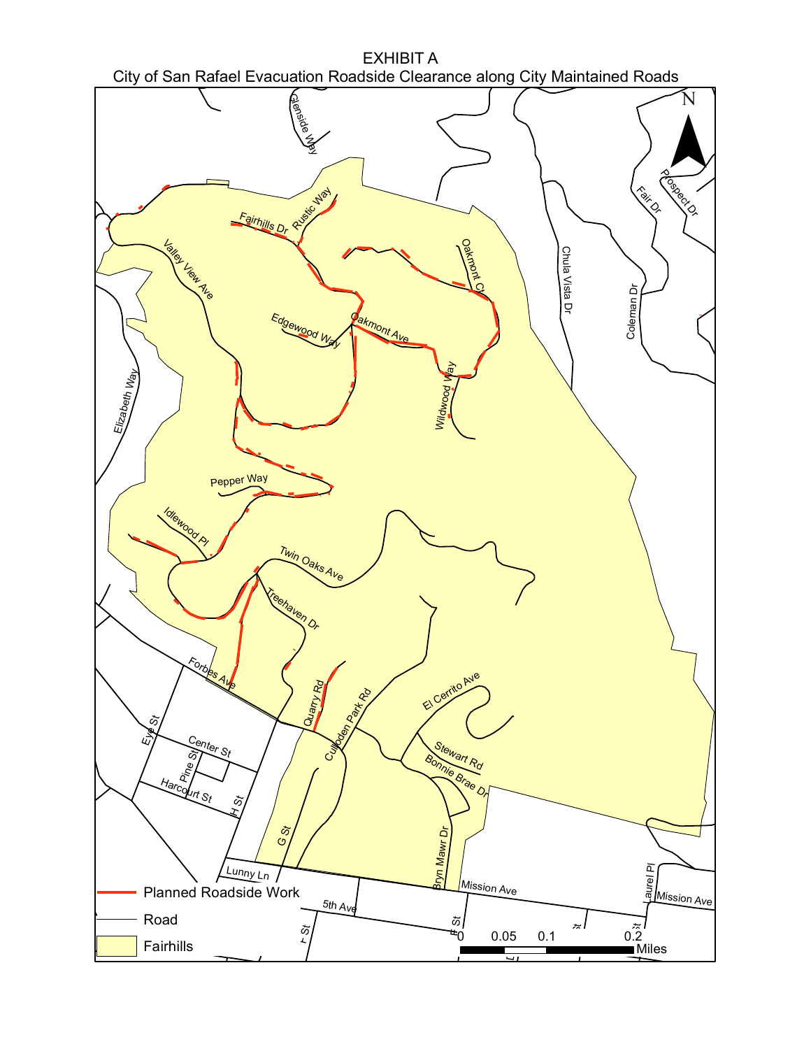# EXHIBIT A

## City of San Rafael Evacuation Roadside Clearance along City Maintained Roads

N

Glenside Way
Rustic Way
Fairhills Dr
Valley View Ave
Oakmont Ct
Chula Vista Dr
Coleman Dr
Fair Dr
Prospect Dr
Edgewood Way
Oakmont Ave
Wildwood Way
Elizabeth Way
Pepper Way
Idlewood Pl
Twin Oaks Ave
Treehaven Dr
Forbes Ave
Quarry Rd
Culloden Park Rd
El Cerrito Ave
Stewart Rd
Bonnie Brae Dr
Eye St
Center St
Pine St
Harcourt St
H St
G St
Bryn Mawr Dr
Lunny Ln
Mission Ave
Laurel Pl
Mission Ave
5th Ave
F St
E St

Planned Roadside Work
Road
Fairhills

0 0.05 0.1 0.2 Miles